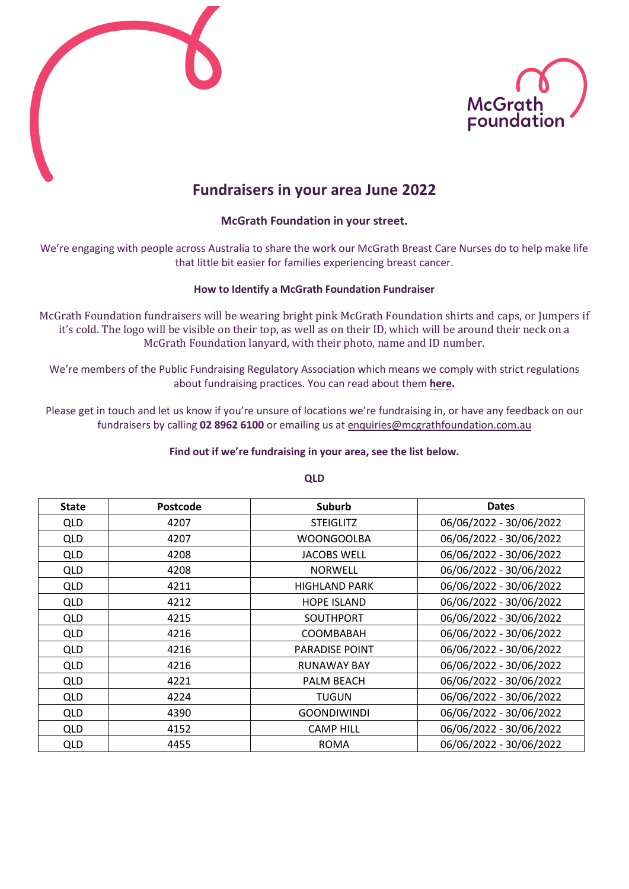# Fundraisers in your area June 2022

**McGrath Foundation in your street.**

We're engaging with people across Australia to share the work our McGrath Breast Care Nurses do to help make life that little bit easier for families experiencing breast cancer.

**How to Identify a McGrath Foundation Fundraiser**

McGrath Foundation fundraisers will be wearing bright pink McGrath Foundation shirts and caps, or Jumpers if it's cold. The logo will be visible on their top, as well as on their ID, which will be around their neck on a McGrath Foundation lanyard, with their photo, name and ID number.

We're members of the Public Fundraising Regulatory Association which means we comply with strict regulations about fundraising practices. You can read about them **here.**

Please get in touch and let us know if you're unsure of locations we're fundraising in, or have any feedback on our fundraisers by calling **02 8962 6100** or emailing us at enquiries@mcgrathfoundation.com.au

**Find out if we're fundraising in your area, see the list below.**

**QLD**

| State | Postcode | Suburb | Dates |
|---|---|---|---|
| QLD | 4207 | STEIGLITZ | 06/06/2022 - 30/06/2022 |
| QLD | 4207 | WOONGOOLBA | 06/06/2022 - 30/06/2022 |
| QLD | 4208 | JACOBS WELL | 06/06/2022 - 30/06/2022 |
| QLD | 4208 | NORWELL | 06/06/2022 - 30/06/2022 |
| QLD | 4211 | HIGHLAND PARK | 06/06/2022 - 30/06/2022 |
| QLD | 4212 | HOPE ISLAND | 06/06/2022 - 30/06/2022 |
| QLD | 4215 | SOUTHPORT | 06/06/2022 - 30/06/2022 |
| QLD | 4216 | COOMBABAH | 06/06/2022 - 30/06/2022 |
| QLD | 4216 | PARADISE POINT | 06/06/2022 - 30/06/2022 |
| QLD | 4216 | RUNAWAY BAY | 06/06/2022 - 30/06/2022 |
| QLD | 4221 | PALM BEACH | 06/06/2022 - 30/06/2022 |
| QLD | 4224 | TUGUN | 06/06/2022 - 30/06/2022 |
| QLD | 4390 | GOONDIWINDI | 06/06/2022 - 30/06/2022 |
| QLD | 4152 | CAMP HILL | 06/06/2022 - 30/06/2022 |
| QLD | 4455 | ROMA | 06/06/2022 - 30/06/2022 |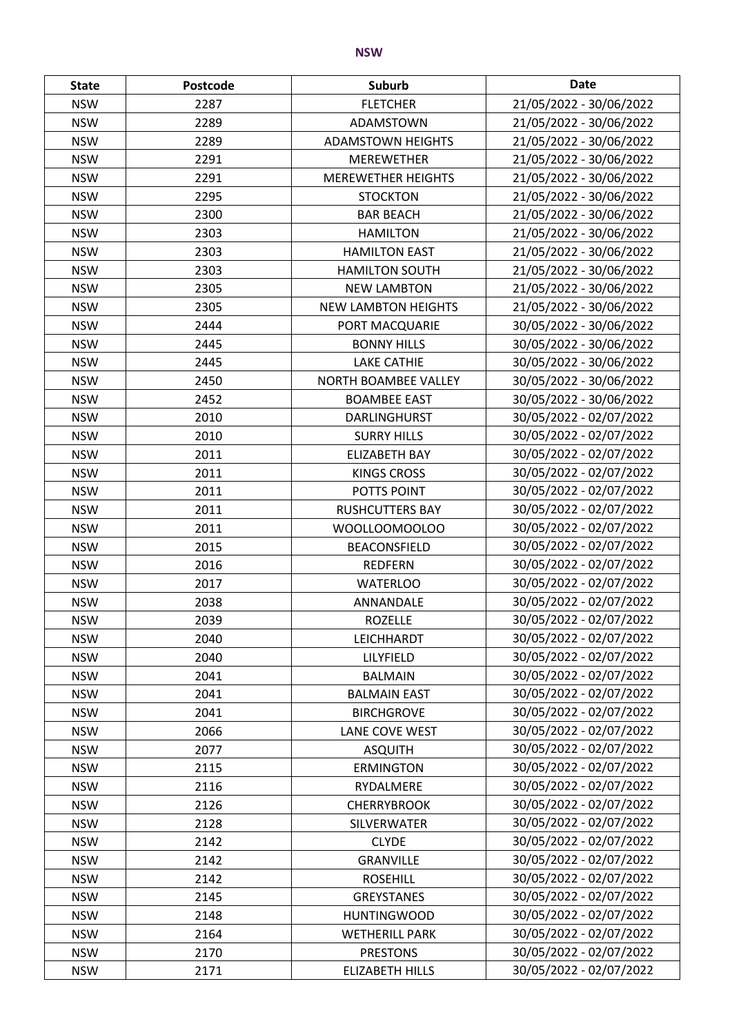**NSW**

| State | Postcode | Suburb | Date |
|---|---|---|---|
| NSW | 2287 | FLETCHER | 21/05/2022 - 30/06/2022 |
| NSW | 2289 | ADAMSTOWN | 21/05/2022 - 30/06/2022 |
| NSW | 2289 | ADAMSTOWN HEIGHTS | 21/05/2022 - 30/06/2022 |
| NSW | 2291 | MEREWETHER | 21/05/2022 - 30/06/2022 |
| NSW | 2291 | MEREWETHER HEIGHTS | 21/05/2022 - 30/06/2022 |
| NSW | 2295 | STOCKTON | 21/05/2022 - 30/06/2022 |
| NSW | 2300 | BAR BEACH | 21/05/2022 - 30/06/2022 |
| NSW | 2303 | HAMILTON | 21/05/2022 - 30/06/2022 |
| NSW | 2303 | HAMILTON EAST | 21/05/2022 - 30/06/2022 |
| NSW | 2303 | HAMILTON SOUTH | 21/05/2022 - 30/06/2022 |
| NSW | 2305 | NEW LAMBTON | 21/05/2022 - 30/06/2022 |
| NSW | 2305 | NEW LAMBTON HEIGHTS | 21/05/2022 - 30/06/2022 |
| NSW | 2444 | PORT MACQUARIE | 30/05/2022 - 30/06/2022 |
| NSW | 2445 | BONNY HILLS | 30/05/2022 - 30/06/2022 |
| NSW | 2445 | LAKE CATHIE | 30/05/2022 - 30/06/2022 |
| NSW | 2450 | NORTH BOAMBEE VALLEY | 30/05/2022 - 30/06/2022 |
| NSW | 2452 | BOAMBEE EAST | 30/05/2022 - 30/06/2022 |
| NSW | 2010 | DARLINGHURST | 30/05/2022 - 02/07/2022 |
| NSW | 2010 | SURRY HILLS | 30/05/2022 - 02/07/2022 |
| NSW | 2011 | ELIZABETH BAY | 30/05/2022 - 02/07/2022 |
| NSW | 2011 | KINGS CROSS | 30/05/2022 - 02/07/2022 |
| NSW | 2011 | POTTS POINT | 30/05/2022 - 02/07/2022 |
| NSW | 2011 | RUSHCUTTERS BAY | 30/05/2022 - 02/07/2022 |
| NSW | 2011 | WOOLLOOMOOLOO | 30/05/2022 - 02/07/2022 |
| NSW | 2015 | BEACONSFIELD | 30/05/2022 - 02/07/2022 |
| NSW | 2016 | REDFERN | 30/05/2022 - 02/07/2022 |
| NSW | 2017 | WATERLOO | 30/05/2022 - 02/07/2022 |
| NSW | 2038 | ANNANDALE | 30/05/2022 - 02/07/2022 |
| NSW | 2039 | ROZELLE | 30/05/2022 - 02/07/2022 |
| NSW | 2040 | LEICHHARDT | 30/05/2022 - 02/07/2022 |
| NSW | 2040 | LILYFIELD | 30/05/2022 - 02/07/2022 |
| NSW | 2041 | BALMAIN | 30/05/2022 - 02/07/2022 |
| NSW | 2041 | BALMAIN EAST | 30/05/2022 - 02/07/2022 |
| NSW | 2041 | BIRCHGROVE | 30/05/2022 - 02/07/2022 |
| NSW | 2066 | LANE COVE WEST | 30/05/2022 - 02/07/2022 |
| NSW | 2077 | ASQUITH | 30/05/2022 - 02/07/2022 |
| NSW | 2115 | ERMINGTON | 30/05/2022 - 02/07/2022 |
| NSW | 2116 | RYDALMERE | 30/05/2022 - 02/07/2022 |
| NSW | 2126 | CHERRYBROOK | 30/05/2022 - 02/07/2022 |
| NSW | 2128 | SILVERWATER | 30/05/2022 - 02/07/2022 |
| NSW | 2142 | CLYDE | 30/05/2022 - 02/07/2022 |
| NSW | 2142 | GRANVILLE | 30/05/2022 - 02/07/2022 |
| NSW | 2142 | ROSEHILL | 30/05/2022 - 02/07/2022 |
| NSW | 2145 | GREYSTANES | 30/05/2022 - 02/07/2022 |
| NSW | 2148 | HUNTINGWOOD | 30/05/2022 - 02/07/2022 |
| NSW | 2164 | WETHERILL PARK | 30/05/2022 - 02/07/2022 |
| NSW | 2170 | PRESTONS | 30/05/2022 - 02/07/2022 |
| NSW | 2171 | ELIZABETH HILLS | 30/05/2022 - 02/07/2022 |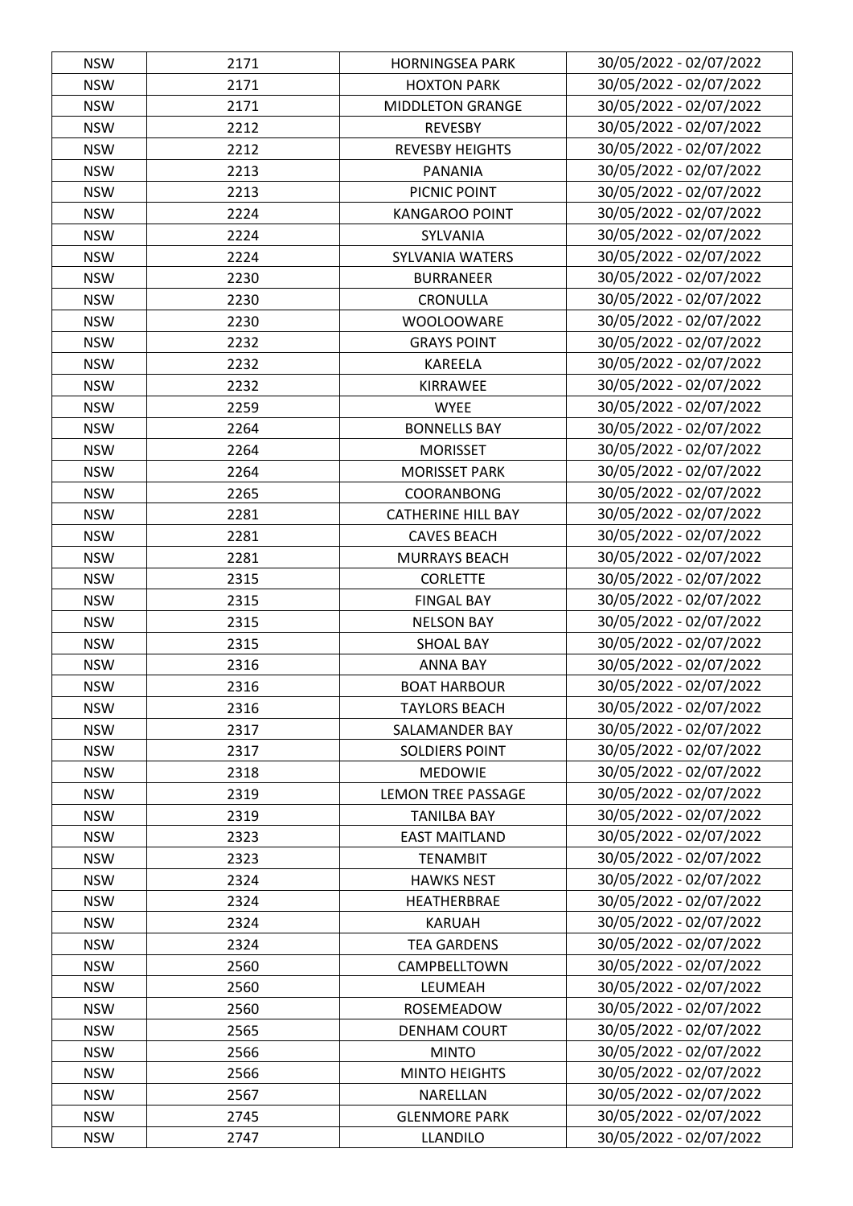| NSW | 2171 | HORNINGSEA PARK | 30/05/2022 - 02/07/2022 |
|---|---|---|---|
| NSW | 2171 | HOXTON PARK | 30/05/2022 - 02/07/2022 |
| NSW | 2171 | MIDDLETON GRANGE | 30/05/2022 - 02/07/2022 |
| NSW | 2212 | REVESBY | 30/05/2022 - 02/07/2022 |
| NSW | 2212 | REVESBY HEIGHTS | 30/05/2022 - 02/07/2022 |
| NSW | 2213 | PANANIA | 30/05/2022 - 02/07/2022 |
| NSW | 2213 | PICNIC POINT | 30/05/2022 - 02/07/2022 |
| NSW | 2224 | KANGAROO POINT | 30/05/2022 - 02/07/2022 |
| NSW | 2224 | SYLVANIA | 30/05/2022 - 02/07/2022 |
| NSW | 2224 | SYLVANIA WATERS | 30/05/2022 - 02/07/2022 |
| NSW | 2230 | BURRANEER | 30/05/2022 - 02/07/2022 |
| NSW | 2230 | CRONULLA | 30/05/2022 - 02/07/2022 |
| NSW | 2230 | WOOLOOWARE | 30/05/2022 - 02/07/2022 |
| NSW | 2232 | GRAYS POINT | 30/05/2022 - 02/07/2022 |
| NSW | 2232 | KAREELA | 30/05/2022 - 02/07/2022 |
| NSW | 2232 | KIRRAWEE | 30/05/2022 - 02/07/2022 |
| NSW | 2259 | WYEE | 30/05/2022 - 02/07/2022 |
| NSW | 2264 | BONNELLS BAY | 30/05/2022 - 02/07/2022 |
| NSW | 2264 | MORISSET | 30/05/2022 - 02/07/2022 |
| NSW | 2264 | MORISSET PARK | 30/05/2022 - 02/07/2022 |
| NSW | 2265 | COORANBONG | 30/05/2022 - 02/07/2022 |
| NSW | 2281 | CATHERINE HILL BAY | 30/05/2022 - 02/07/2022 |
| NSW | 2281 | CAVES BEACH | 30/05/2022 - 02/07/2022 |
| NSW | 2281 | MURRAYS BEACH | 30/05/2022 - 02/07/2022 |
| NSW | 2315 | CORLETTE | 30/05/2022 - 02/07/2022 |
| NSW | 2315 | FINGAL BAY | 30/05/2022 - 02/07/2022 |
| NSW | 2315 | NELSON BAY | 30/05/2022 - 02/07/2022 |
| NSW | 2315 | SHOAL BAY | 30/05/2022 - 02/07/2022 |
| NSW | 2316 | ANNA BAY | 30/05/2022 - 02/07/2022 |
| NSW | 2316 | BOAT HARBOUR | 30/05/2022 - 02/07/2022 |
| NSW | 2316 | TAYLORS BEACH | 30/05/2022 - 02/07/2022 |
| NSW | 2317 | SALAMANDER BAY | 30/05/2022 - 02/07/2022 |
| NSW | 2317 | SOLDIERS POINT | 30/05/2022 - 02/07/2022 |
| NSW | 2318 | MEDOWIE | 30/05/2022 - 02/07/2022 |
| NSW | 2319 | LEMON TREE PASSAGE | 30/05/2022 - 02/07/2022 |
| NSW | 2319 | TANILBA BAY | 30/05/2022 - 02/07/2022 |
| NSW | 2323 | EAST MAITLAND | 30/05/2022 - 02/07/2022 |
| NSW | 2323 | TENAMBIT | 30/05/2022 - 02/07/2022 |
| NSW | 2324 | HAWKS NEST | 30/05/2022 - 02/07/2022 |
| NSW | 2324 | HEATHERBRAE | 30/05/2022 - 02/07/2022 |
| NSW | 2324 | KARUAH | 30/05/2022 - 02/07/2022 |
| NSW | 2324 | TEA GARDENS | 30/05/2022 - 02/07/2022 |
| NSW | 2560 | CAMPBELLTOWN | 30/05/2022 - 02/07/2022 |
| NSW | 2560 | LEUMEAH | 30/05/2022 - 02/07/2022 |
| NSW | 2560 | ROSEMEADOW | 30/05/2022 - 02/07/2022 |
| NSW | 2565 | DENHAM COURT | 30/05/2022 - 02/07/2022 |
| NSW | 2566 | MINTO | 30/05/2022 - 02/07/2022 |
| NSW | 2566 | MINTO HEIGHTS | 30/05/2022 - 02/07/2022 |
| NSW | 2567 | NARELLAN | 30/05/2022 - 02/07/2022 |
| NSW | 2745 | GLENMORE PARK | 30/05/2022 - 02/07/2022 |
| NSW | 2747 | LLANDILO | 30/05/2022 - 02/07/2022 |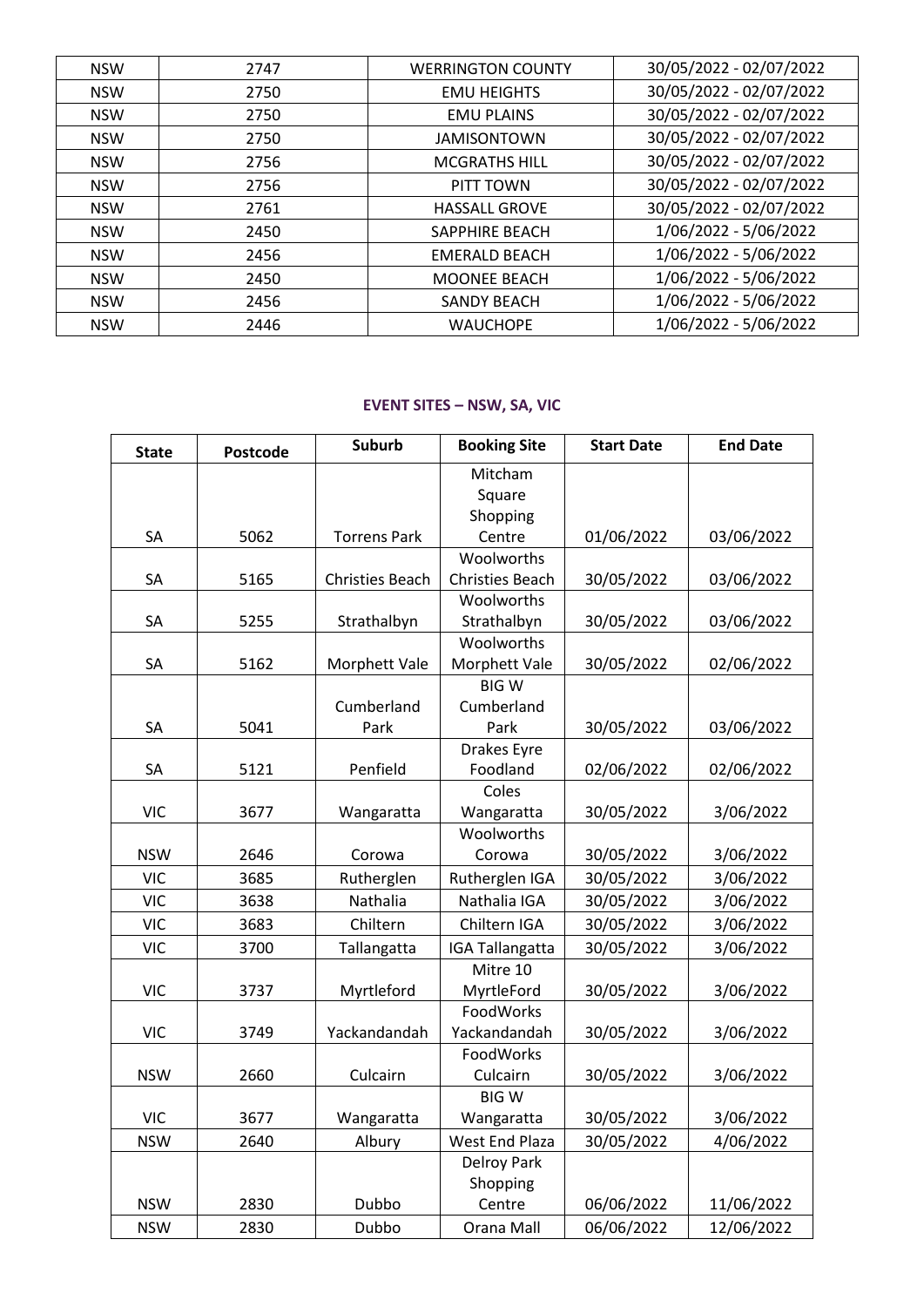| NSW | 2747 | WERRINGTON COUNTY | 30/05/2022 - 02/07/2022 |
|---|---|---|---|
| NSW | 2750 | EMU HEIGHTS | 30/05/2022 - 02/07/2022 |
| NSW | 2750 | EMU PLAINS | 30/05/2022 - 02/07/2022 |
| NSW | 2750 | JAMISONTOWN | 30/05/2022 - 02/07/2022 |
| NSW | 2756 | MCGRATHS HILL | 30/05/2022 - 02/07/2022 |
| NSW | 2756 | PITT TOWN | 30/05/2022 - 02/07/2022 |
| NSW | 2761 | HASSALL GROVE | 30/05/2022 - 02/07/2022 |
| NSW | 2450 | SAPPHIRE BEACH | 1/06/2022 - 5/06/2022 |
| NSW | 2456 | EMERALD BEACH | 1/06/2022 - 5/06/2022 |
| NSW | 2450 | MOONEE BEACH | 1/06/2022 - 5/06/2022 |
| NSW | 2456 | SANDY BEACH | 1/06/2022 - 5/06/2022 |
| NSW | 2446 | WAUCHOPE | 1/06/2022 - 5/06/2022 |

**EVENT SITES – NSW, SA, VIC**

| State | Postcode | Suburb | Booking Site | Start Date | End Date |
|---|---|---|---|---|---|
| SA | 5062 | Torrens Park | Mitcham Square Shopping Centre | 01/06/2022 | 03/06/2022 |
| SA | 5165 | Christies Beach | Woolworths Christies Beach | 30/05/2022 | 03/06/2022 |
| SA | 5255 | Strathalbyn | Woolworths Strathalbyn | 30/05/2022 | 03/06/2022 |
| SA | 5162 | Morphett Vale | Woolworths Morphett Vale | 30/05/2022 | 02/06/2022 |
| SA | 5041 | Cumberland Park | BIG W Cumberland Park | 30/05/2022 | 03/06/2022 |
| SA | 5121 | Penfield | Drakes Eyre Foodland | 02/06/2022 | 02/06/2022 |
| VIC | 3677 | Wangaratta | Coles Wangaratta | 30/05/2022 | 3/06/2022 |
| NSW | 2646 | Corowa | Woolworths Corowa | 30/05/2022 | 3/06/2022 |
| VIC | 3685 | Rutherglen | Rutherglen IGA | 30/05/2022 | 3/06/2022 |
| VIC | 3638 | Nathalia | Nathalia IGA | 30/05/2022 | 3/06/2022 |
| VIC | 3683 | Chiltern | Chiltern IGA | 30/05/2022 | 3/06/2022 |
| VIC | 3700 | Tallangatta | IGA Tallangatta | 30/05/2022 | 3/06/2022 |
| VIC | 3737 | Myrtleford | Mitre 10 MyrtleFord | 30/05/2022 | 3/06/2022 |
| VIC | 3749 | Yackandandah | FoodWorks Yackandandah | 30/05/2022 | 3/06/2022 |
| NSW | 2660 | Culcairn | FoodWorks Culcairn | 30/05/2022 | 3/06/2022 |
| VIC | 3677 | Wangaratta | BIG W Wangaratta | 30/05/2022 | 3/06/2022 |
| NSW | 2640 | Albury | West End Plaza | 30/05/2022 | 4/06/2022 |
| NSW | 2830 | Dubbo | Delroy Park Shopping Centre | 06/06/2022 | 11/06/2022 |
| NSW | 2830 | Dubbo | Orana Mall | 06/06/2022 | 12/06/2022 |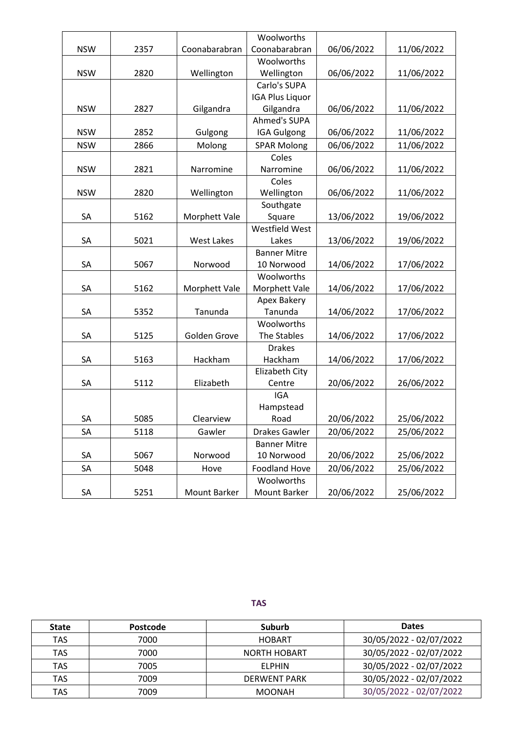| | | | | | |
|---|---|---|---|---|---|
| NSW | 2357 | Coonabarabran | Woolworths Coonabarabran | 06/06/2022 | 11/06/2022 |
| NSW | 2820 | Wellington | Woolworths Wellington | 06/06/2022 | 11/06/2022 |
| NSW | 2827 | Gilgandra | Carlo's SUPA IGA Plus Liquor Gilgandra | 06/06/2022 | 11/06/2022 |
| NSW | 2852 | Gulgong | Ahmed's SUPA IGA Gulgong | 06/06/2022 | 11/06/2022 |
| NSW | 2866 | Molong | SPAR Molong | 06/06/2022 | 11/06/2022 |
| NSW | 2821 | Narromine | Coles Narromine | 06/06/2022 | 11/06/2022 |
| NSW | 2820 | Wellington | Coles Wellington | 06/06/2022 | 11/06/2022 |
| SA | 5162 | Morphett Vale | Southgate Square | 13/06/2022 | 19/06/2022 |
| SA | 5021 | West Lakes | Westfield West Lakes | 13/06/2022 | 19/06/2022 |
| SA | 5067 | Norwood | Banner Mitre 10 Norwood | 14/06/2022 | 17/06/2022 |
| SA | 5162 | Morphett Vale | Woolworths Morphett Vale | 14/06/2022 | 17/06/2022 |
| SA | 5352 | Tanunda | Apex Bakery Tanunda | 14/06/2022 | 17/06/2022 |
| SA | 5125 | Golden Grove | Woolworths The Stables | 14/06/2022 | 17/06/2022 |
| SA | 5163 | Hackham | Drakes Hackham | 14/06/2022 | 17/06/2022 |
| SA | 5112 | Elizabeth | Elizabeth City Centre | 20/06/2022 | 26/06/2022 |
| SA | 5085 | Clearview | IGA Hampstead Road | 20/06/2022 | 25/06/2022 |
| SA | 5118 | Gawler | Drakes Gawler | 20/06/2022 | 25/06/2022 |
| SA | 5067 | Norwood | Banner Mitre 10 Norwood | 20/06/2022 | 25/06/2022 |
| SA | 5048 | Hove | Foodland Hove | 20/06/2022 | 25/06/2022 |
| SA | 5251 | Mount Barker | Woolworths Mount Barker | 20/06/2022 | 25/06/2022 |

## TAS

| State | Postcode | Suburb | Dates |
|---|---|---|---|
| TAS | 7000 | HOBART | 30/05/2022 - 02/07/2022 |
| TAS | 7000 | NORTH HOBART | 30/05/2022 - 02/07/2022 |
| TAS | 7005 | ELPHIN | 30/05/2022 - 02/07/2022 |
| TAS | 7009 | DERWENT PARK | 30/05/2022 - 02/07/2022 |
| TAS | 7009 | MOONAH | 30/05/2022 - 02/07/2022 |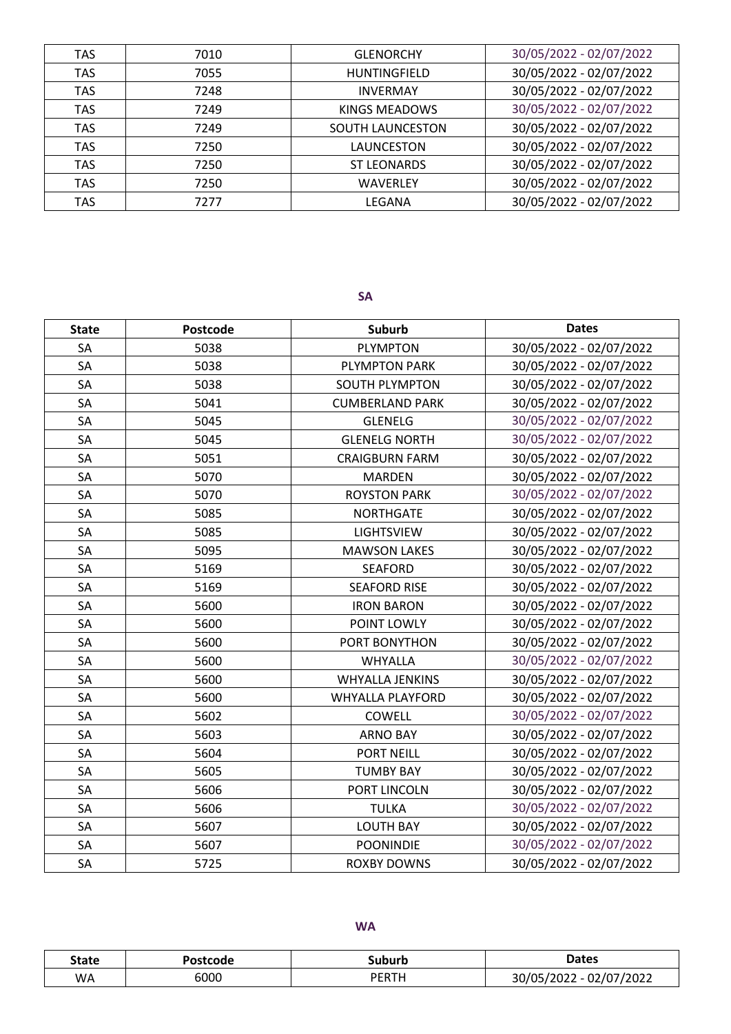| TAS | 7010 | GLENORCHY | 30/05/2022 - 02/07/2022 |
|---|---|---|---|
| TAS | 7055 | HUNTINGFIELD | 30/05/2022 - 02/07/2022 |
| TAS | 7248 | INVERMAY | 30/05/2022 - 02/07/2022 |
| TAS | 7249 | KINGS MEADOWS | 30/05/2022 - 02/07/2022 |
| TAS | 7249 | SOUTH LAUNCESTON | 30/05/2022 - 02/07/2022 |
| TAS | 7250 | LAUNCESTON | 30/05/2022 - 02/07/2022 |
| TAS | 7250 | ST LEONARDS | 30/05/2022 - 02/07/2022 |
| TAS | 7250 | WAVERLEY | 30/05/2022 - 02/07/2022 |
| TAS | 7277 | LEGANA | 30/05/2022 - 02/07/2022 |

## SA

| State | Postcode | Suburb | Dates |
|---|---|---|---|
| SA | 5038 | PLYMPTON | 30/05/2022 - 02/07/2022 |
| SA | 5038 | PLYMPTON PARK | 30/05/2022 - 02/07/2022 |
| SA | 5038 | SOUTH PLYMPTON | 30/05/2022 - 02/07/2022 |
| SA | 5041 | CUMBERLAND PARK | 30/05/2022 - 02/07/2022 |
| SA | 5045 | GLENELG | 30/05/2022 - 02/07/2022 |
| SA | 5045 | GLENELG NORTH | 30/05/2022 - 02/07/2022 |
| SA | 5051 | CRAIGBURN FARM | 30/05/2022 - 02/07/2022 |
| SA | 5070 | MARDEN | 30/05/2022 - 02/07/2022 |
| SA | 5070 | ROYSTON PARK | 30/05/2022 - 02/07/2022 |
| SA | 5085 | NORTHGATE | 30/05/2022 - 02/07/2022 |
| SA | 5085 | LIGHTSVIEW | 30/05/2022 - 02/07/2022 |
| SA | 5095 | MAWSON LAKES | 30/05/2022 - 02/07/2022 |
| SA | 5169 | SEAFORD | 30/05/2022 - 02/07/2022 |
| SA | 5169 | SEAFORD RISE | 30/05/2022 - 02/07/2022 |
| SA | 5600 | IRON BARON | 30/05/2022 - 02/07/2022 |
| SA | 5600 | POINT LOWLY | 30/05/2022 - 02/07/2022 |
| SA | 5600 | PORT BONYTHON | 30/05/2022 - 02/07/2022 |
| SA | 5600 | WHYALLA | 30/05/2022 - 02/07/2022 |
| SA | 5600 | WHYALLA JENKINS | 30/05/2022 - 02/07/2022 |
| SA | 5600 | WHYALLA PLAYFORD | 30/05/2022 - 02/07/2022 |
| SA | 5602 | COWELL | 30/05/2022 - 02/07/2022 |
| SA | 5603 | ARNO BAY | 30/05/2022 - 02/07/2022 |
| SA | 5604 | PORT NEILL | 30/05/2022 - 02/07/2022 |
| SA | 5605 | TUMBY BAY | 30/05/2022 - 02/07/2022 |
| SA | 5606 | PORT LINCOLN | 30/05/2022 - 02/07/2022 |
| SA | 5606 | TULKA | 30/05/2022 - 02/07/2022 |
| SA | 5607 | LOUTH BAY | 30/05/2022 - 02/07/2022 |
| SA | 5607 | POONINDIE | 30/05/2022 - 02/07/2022 |
| SA | 5725 | ROXBY DOWNS | 30/05/2022 - 02/07/2022 |

## WA

| State | Postcode | Suburb | Dates |
|---|---|---|---|
| WA | 6000 | PERTH | 30/05/2022 - 02/07/2022 |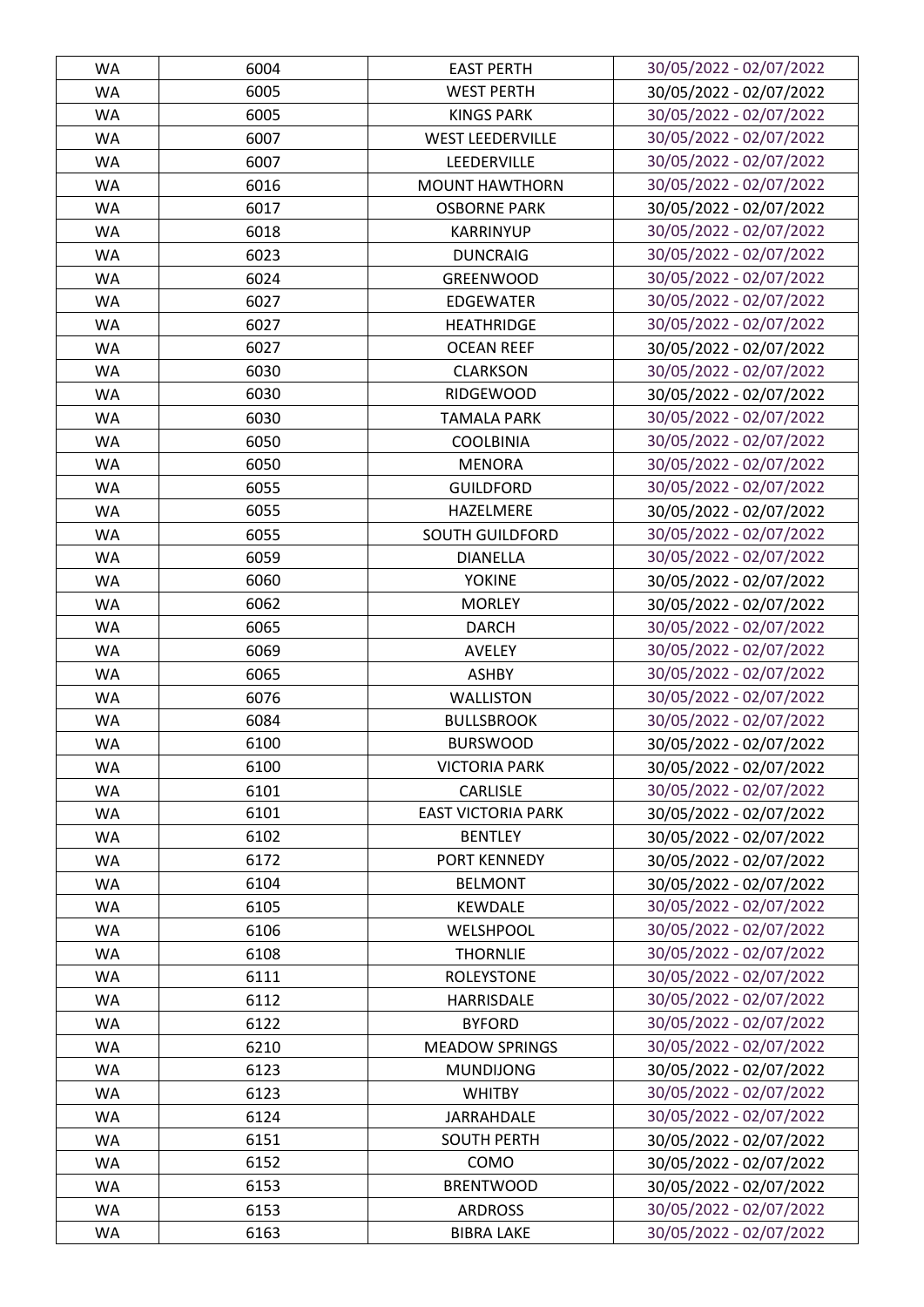| WA | 6004 | EAST PERTH | 30/05/2022 - 02/07/2022 |
|---|---|---|---|
| WA | 6005 | WEST PERTH | 30/05/2022 - 02/07/2022 |
| WA | 6005 | KINGS PARK | 30/05/2022 - 02/07/2022 |
| WA | 6007 | WEST LEEDERVILLE | 30/05/2022 - 02/07/2022 |
| WA | 6007 | LEEDERVILLE | 30/05/2022 - 02/07/2022 |
| WA | 6016 | MOUNT HAWTHORN | 30/05/2022 - 02/07/2022 |
| WA | 6017 | OSBORNE PARK | 30/05/2022 - 02/07/2022 |
| WA | 6018 | KARRINYUP | 30/05/2022 - 02/07/2022 |
| WA | 6023 | DUNCRAIG | 30/05/2022 - 02/07/2022 |
| WA | 6024 | GREENWOOD | 30/05/2022 - 02/07/2022 |
| WA | 6027 | EDGEWATER | 30/05/2022 - 02/07/2022 |
| WA | 6027 | HEATHRIDGE | 30/05/2022 - 02/07/2022 |
| WA | 6027 | OCEAN REEF | 30/05/2022 - 02/07/2022 |
| WA | 6030 | CLARKSON | 30/05/2022 - 02/07/2022 |
| WA | 6030 | RIDGEWOOD | 30/05/2022 - 02/07/2022 |
| WA | 6030 | TAMALA PARK | 30/05/2022 - 02/07/2022 |
| WA | 6050 | COOLBINIA | 30/05/2022 - 02/07/2022 |
| WA | 6050 | MENORA | 30/05/2022 - 02/07/2022 |
| WA | 6055 | GUILDFORD | 30/05/2022 - 02/07/2022 |
| WA | 6055 | HAZELMERE | 30/05/2022 - 02/07/2022 |
| WA | 6055 | SOUTH GUILDFORD | 30/05/2022 - 02/07/2022 |
| WA | 6059 | DIANELLA | 30/05/2022 - 02/07/2022 |
| WA | 6060 | YOKINE | 30/05/2022 - 02/07/2022 |
| WA | 6062 | MORLEY | 30/05/2022 - 02/07/2022 |
| WA | 6065 | DARCH | 30/05/2022 - 02/07/2022 |
| WA | 6069 | AVELEY | 30/05/2022 - 02/07/2022 |
| WA | 6065 | ASHBY | 30/05/2022 - 02/07/2022 |
| WA | 6076 | WALLISTON | 30/05/2022 - 02/07/2022 |
| WA | 6084 | BULLSBROOK | 30/05/2022 - 02/07/2022 |
| WA | 6100 | BURSWOOD | 30/05/2022 - 02/07/2022 |
| WA | 6100 | VICTORIA PARK | 30/05/2022 - 02/07/2022 |
| WA | 6101 | CARLISLE | 30/05/2022 - 02/07/2022 |
| WA | 6101 | EAST VICTORIA PARK | 30/05/2022 - 02/07/2022 |
| WA | 6102 | BENTLEY | 30/05/2022 - 02/07/2022 |
| WA | 6172 | PORT KENNEDY | 30/05/2022 - 02/07/2022 |
| WA | 6104 | BELMONT | 30/05/2022 - 02/07/2022 |
| WA | 6105 | KEWDALE | 30/05/2022 - 02/07/2022 |
| WA | 6106 | WELSHPOOL | 30/05/2022 - 02/07/2022 |
| WA | 6108 | THORNLIE | 30/05/2022 - 02/07/2022 |
| WA | 6111 | ROLEYSTONE | 30/05/2022 - 02/07/2022 |
| WA | 6112 | HARRISDALE | 30/05/2022 - 02/07/2022 |
| WA | 6122 | BYFORD | 30/05/2022 - 02/07/2022 |
| WA | 6210 | MEADOW SPRINGS | 30/05/2022 - 02/07/2022 |
| WA | 6123 | MUNDIJONG | 30/05/2022 - 02/07/2022 |
| WA | 6123 | WHITBY | 30/05/2022 - 02/07/2022 |
| WA | 6124 | JARRAHDALE | 30/05/2022 - 02/07/2022 |
| WA | 6151 | SOUTH PERTH | 30/05/2022 - 02/07/2022 |
| WA | 6152 | COMO | 30/05/2022 - 02/07/2022 |
| WA | 6153 | BRENTWOOD | 30/05/2022 - 02/07/2022 |
| WA | 6153 | ARDROSS | 30/05/2022 - 02/07/2022 |
| WA | 6163 | BIBRA LAKE | 30/05/2022 - 02/07/2022 |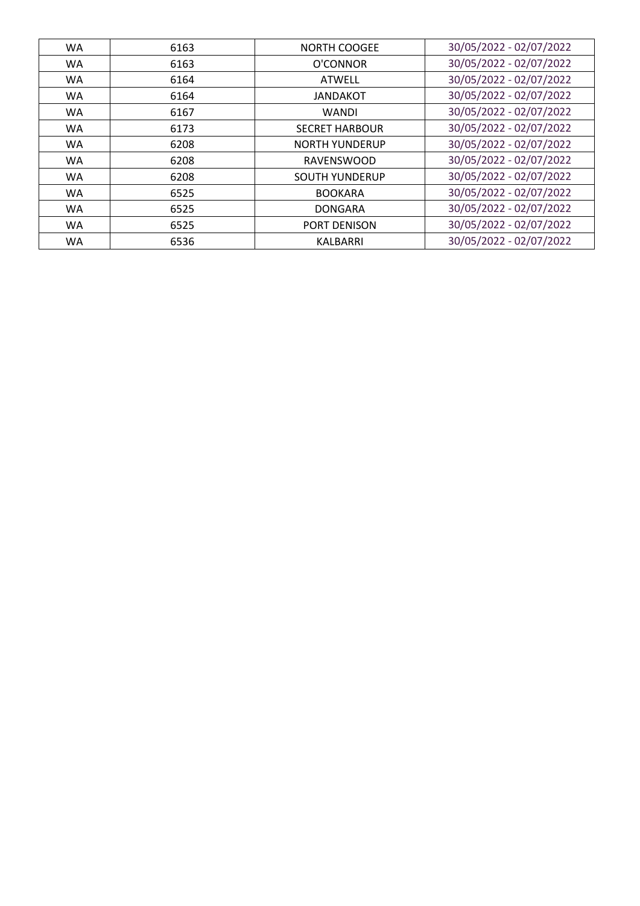| | | | |
|---|---|---|---|
| WA | 6163 | NORTH COOGEE | 30/05/2022 - 02/07/2022 |
| WA | 6163 | O'CONNOR | 30/05/2022 - 02/07/2022 |
| WA | 6164 | ATWELL | 30/05/2022 - 02/07/2022 |
| WA | 6164 | JANDAKOT | 30/05/2022 - 02/07/2022 |
| WA | 6167 | WANDI | 30/05/2022 - 02/07/2022 |
| WA | 6173 | SECRET HARBOUR | 30/05/2022 - 02/07/2022 |
| WA | 6208 | NORTH YUNDERUP | 30/05/2022 - 02/07/2022 |
| WA | 6208 | RAVENSWOOD | 30/05/2022 - 02/07/2022 |
| WA | 6208 | SOUTH YUNDERUP | 30/05/2022 - 02/07/2022 |
| WA | 6525 | BOOKARA | 30/05/2022 - 02/07/2022 |
| WA | 6525 | DONGARA | 30/05/2022 - 02/07/2022 |
| WA | 6525 | PORT DENISON | 30/05/2022 - 02/07/2022 |
| WA | 6536 | KALBARRI | 30/05/2022 - 02/07/2022 |